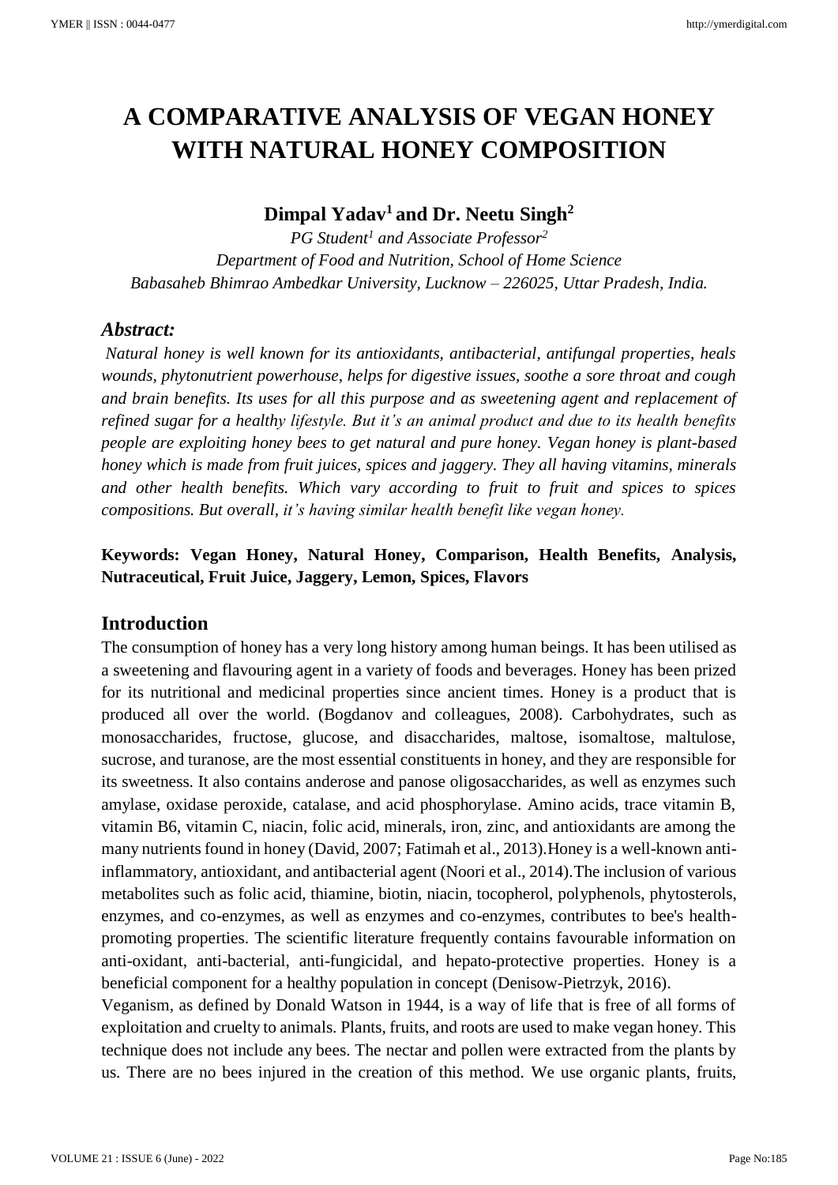# A COMPARATIVE ANALYSIS OF VEGAN HONEY WITH NATURAL HONEY COMPOSITION

**Dimpal Yadav[1] and Dr. Neetu Singh[2]**

*PG Student[1] and Associate Professor[2]*
*Department of Food and Nutrition, School of Home Science*
*Babasaheb Bhimrao Ambedkar University, Lucknow – 226025, Uttar Pradesh, India.*

## *Abstract:*

*Natural honey is well known for its antioxidants, antibacterial, antifungal properties, heals wounds, phytonutrient powerhouse, helps for digestive issues, soothe a sore throat and cough and brain benefits. Its uses for all this purpose and as sweetening agent and replacement of refined sugar for a healthy lifestyle. But it's an animal product and due to its health benefits people are exploiting honey bees to get natural and pure honey. Vegan honey is plant-based honey which is made from fruit juices, spices and jaggery. They all having vitamins, minerals and other health benefits. Which vary according to fruit to fruit and spices to spices compositions. But overall, it's having similar health benefit like vegan honey.*

**Keywords: Vegan Honey, Natural Honey, Comparison, Health Benefits, Analysis, Nutraceutical, Fruit Juice, Jaggery, Lemon, Spices, Flavors**

## Introduction

The consumption of honey has a very long history among human beings. It has been utilised as a sweetening and flavouring agent in a variety of foods and beverages. Honey has been prized for its nutritional and medicinal properties since ancient times. Honey is a product that is produced all over the world. (Bogdanov and colleagues, 2008). Carbohydrates, such as monosaccharides, fructose, glucose, and disaccharides, maltose, isomaltose, maltulose, sucrose, and turanose, are the most essential constituents in honey, and they are responsible for its sweetness. It also contains anderose and panose oligosaccharides, as well as enzymes such amylase, oxidase peroxide, catalase, and acid phosphorylase. Amino acids, trace vitamin B, vitamin B6, vitamin C, niacin, folic acid, minerals, iron, zinc, and antioxidants are among the many nutrients found in honey (David, 2007; Fatimah et al., 2013).Honey is a well-known anti-inflammatory, antioxidant, and antibacterial agent (Noori et al., 2014).The inclusion of various metabolites such as folic acid, thiamine, biotin, niacin, tocopherol, polyphenols, phytosterols, enzymes, and co-enzymes, as well as enzymes and co-enzymes, contributes to bee's health-promoting properties. The scientific literature frequently contains favourable information on anti-oxidant, anti-bacterial, anti-fungicidal, and hepato-protective properties. Honey is a beneficial component for a healthy population in concept (Denisow-Pietrzyk, 2016).

Veganism, as defined by Donald Watson in 1944, is a way of life that is free of all forms of exploitation and cruelty to animals. Plants, fruits, and roots are used to make vegan honey. This technique does not include any bees. The nectar and pollen were extracted from the plants by us. There are no bees injured in the creation of this method. We use organic plants, fruits,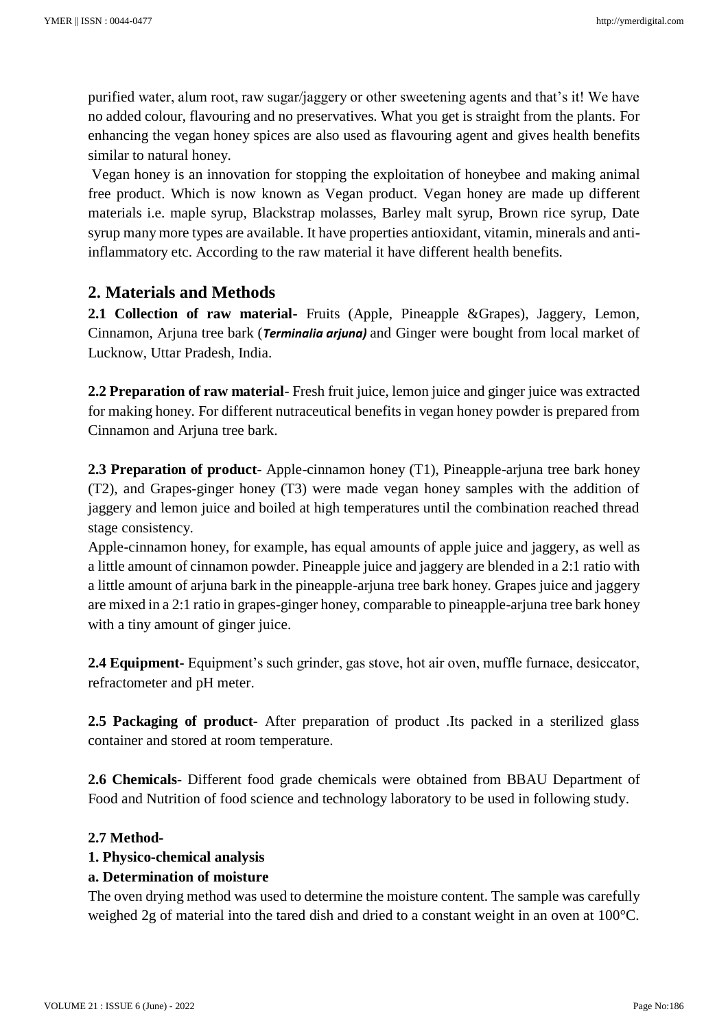purified water, alum root, raw sugar/jaggery or other sweetening agents and that's it! We have no added colour, flavouring and no preservatives. What you get is straight from the plants. For enhancing the vegan honey spices are also used as flavouring agent and gives health benefits similar to natural honey.

Vegan honey is an innovation for stopping the exploitation of honeybee and making animal free product. Which is now known as Vegan product. Vegan honey are made up different materials i.e. maple syrup, Blackstrap molasses, Barley malt syrup, Brown rice syrup, Date syrup many more types are available. It have properties antioxidant, vitamin, minerals and anti-inflammatory etc. According to the raw material it have different health benefits.

## 2. Materials and Methods

**2.1 Collection of raw material-** Fruits (Apple, Pineapple &Grapes), Jaggery, Lemon, Cinnamon, Arjuna tree bark (***Terminalia arjuna)*** and Ginger were bought from local market of Lucknow, Uttar Pradesh, India.

**2.2 Preparation of raw material**- Fresh fruit juice, lemon juice and ginger juice was extracted for making honey. For different nutraceutical benefits in vegan honey powder is prepared from Cinnamon and Arjuna tree bark.

**2.3 Preparation of product-** Apple-cinnamon honey (T1), Pineapple-arjuna tree bark honey (T2), and Grapes-ginger honey (T3) were made vegan honey samples with the addition of jaggery and lemon juice and boiled at high temperatures until the combination reached thread stage consistency.

Apple-cinnamon honey, for example, has equal amounts of apple juice and jaggery, as well as a little amount of cinnamon powder. Pineapple juice and jaggery are blended in a 2:1 ratio with a little amount of arjuna bark in the pineapple-arjuna tree bark honey. Grapes juice and jaggery are mixed in a 2:1 ratio in grapes-ginger honey, comparable to pineapple-arjuna tree bark honey with a tiny amount of ginger juice.

**2.4 Equipment-** Equipment's such grinder, gas stove, hot air oven, muffle furnace, desiccator, refractometer and pH meter.

**2.5 Packaging of product-** After preparation of product .Its packed in a sterilized glass container and stored at room temperature.

**2.6 Chemicals-** Different food grade chemicals were obtained from BBAU Department of Food and Nutrition of food science and technology laboratory to be used in following study.

**2.7 Method-**

**1. Physico-chemical analysis**

**a. Determination of moisture**

The oven drying method was used to determine the moisture content. The sample was carefully weighed 2g of material into the tared dish and dried to a constant weight in an oven at 100°C.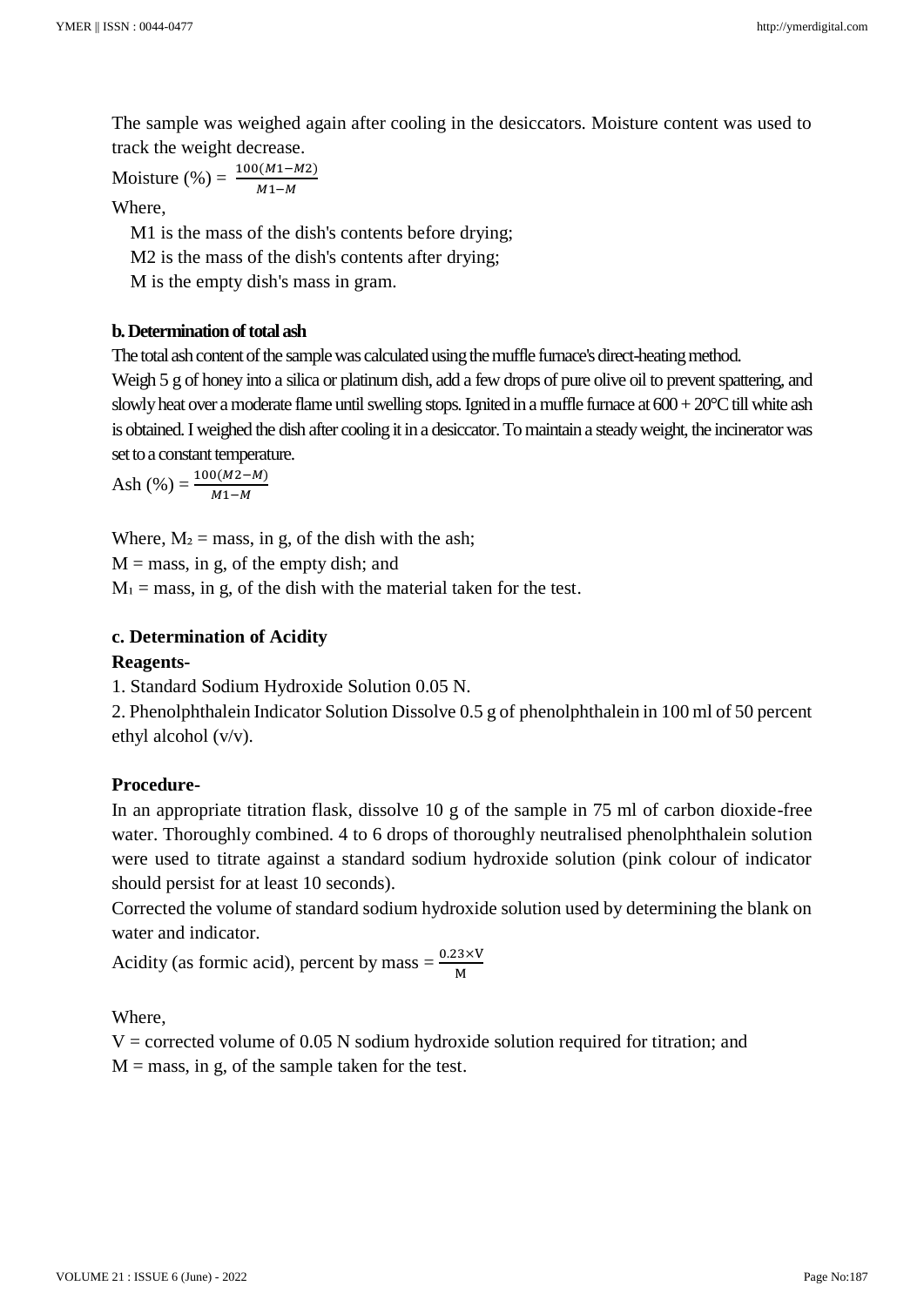The sample was weighed again after cooling in the desiccators. Moisture content was used to track the weight decrease.

Moisture (%) = $\frac{100(M1-M2)}{M1-M}$

Where,

M1 is the mass of the dish's contents before drying;

M2 is the mass of the dish's contents after drying;

M is the empty dish's mass in gram.

#### b. Determination of total ash

The total ash content of the sample was calculated using the muffle furnace's direct-heating method. Weigh 5 g of honey into a silica or platinum dish, add a few drops of pure olive oil to prevent spattering, and slowly heat over a moderate flame until swelling stops. Ignited in a muffle furnace at 600 + 20°C till white ash is obtained. I weighed the dish after cooling it in a desiccator. To maintain a steady weight, the incinerator was set to a constant temperature.

Ash (%) = $\frac{100(M2-M)}{M1-M}$

Where, $M_2$ = mass, in g, of the dish with the ash;

M = mass, in g, of the empty dish; and

$M_1$ = mass, in g, of the dish with the material taken for the test.

#### c. Determination of Acidity

**Reagents-**

1. Standard Sodium Hydroxide Solution 0.05 N.
2. Phenolphthalein Indicator Solution Dissolve 0.5 g of phenolphthalein in 100 ml of 50 percent ethyl alcohol (v/v).

**Procedure-**

In an appropriate titration flask, dissolve 10 g of the sample in 75 ml of carbon dioxide-free water. Thoroughly combined. 4 to 6 drops of thoroughly neutralised phenolphthalein solution were used to titrate against a standard sodium hydroxide solution (pink colour of indicator should persist for at least 10 seconds).

Corrected the volume of standard sodium hydroxide solution used by determining the blank on water and indicator.

Acidity (as formic acid), percent by mass = $\frac{0.23\times V}{M}$

Where,

V = corrected volume of 0.05 N sodium hydroxide solution required for titration; and

M = mass, in g, of the sample taken for the test.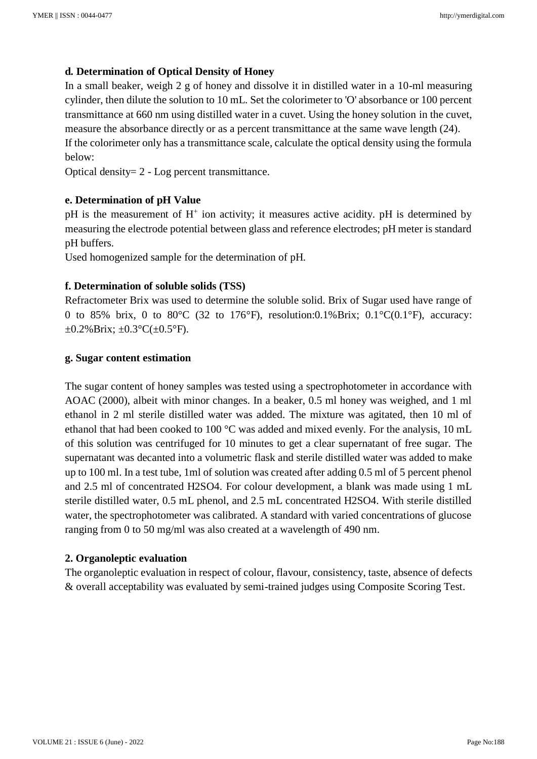### d. Determination of Optical Density of Honey

In a small beaker, weigh 2 g of honey and dissolve it in distilled water in a 10-ml measuring cylinder, then dilute the solution to 10 mL. Set the colorimeter to 'O' absorbance or 100 percent transmittance at 660 nm using distilled water in a cuvet. Using the honey solution in the cuvet, measure the absorbance directly or as a percent transmittance at the same wave length (24).

If the colorimeter only has a transmittance scale, calculate the optical density using the formula below:

Optical density= 2 - Log percent transmittance.

### e. Determination of pH Value

pH is the measurement of $H^+$ ion activity; it measures active acidity. pH is determined by measuring the electrode potential between glass and reference electrodes; pH meter is standard pH buffers.

Used homogenized sample for the determination of pH.

### f. Determination of soluble solids (TSS)

Refractometer Brix was used to determine the soluble solid. Brix of Sugar used have range of 0 to 85% brix, 0 to 80°C (32 to 176°F), resolution:0.1%Brix; 0.1°C(0.1°F), accuracy: ±0.2%Brix; ±0.3°C(±0.5°F).

### g. Sugar content estimation

The sugar content of honey samples was tested using a spectrophotometer in accordance with AOAC (2000), albeit with minor changes. In a beaker, 0.5 ml honey was weighed, and 1 ml ethanol in 2 ml sterile distilled water was added. The mixture was agitated, then 10 ml of ethanol that had been cooked to 100 °C was added and mixed evenly. For the analysis, 10 mL of this solution was centrifuged for 10 minutes to get a clear supernatant of free sugar. The supernatant was decanted into a volumetric flask and sterile distilled water was added to make up to 100 ml. In a test tube, 1ml of solution was created after adding 0.5 ml of 5 percent phenol and 2.5 ml of concentrated $H_2SO_4$. For colour development, a blank was made using 1 mL sterile distilled water, 0.5 mL phenol, and 2.5 mL concentrated $H_2SO_4$. With sterile distilled water, the spectrophotometer was calibrated. A standard with varied concentrations of glucose ranging from 0 to 50 mg/ml was also created at a wavelength of 490 nm.

### 2. Organoleptic evaluation

The organoleptic evaluation in respect of colour, flavour, consistency, taste, absence of defects & overall acceptability was evaluated by semi-trained judges using Composite Scoring Test.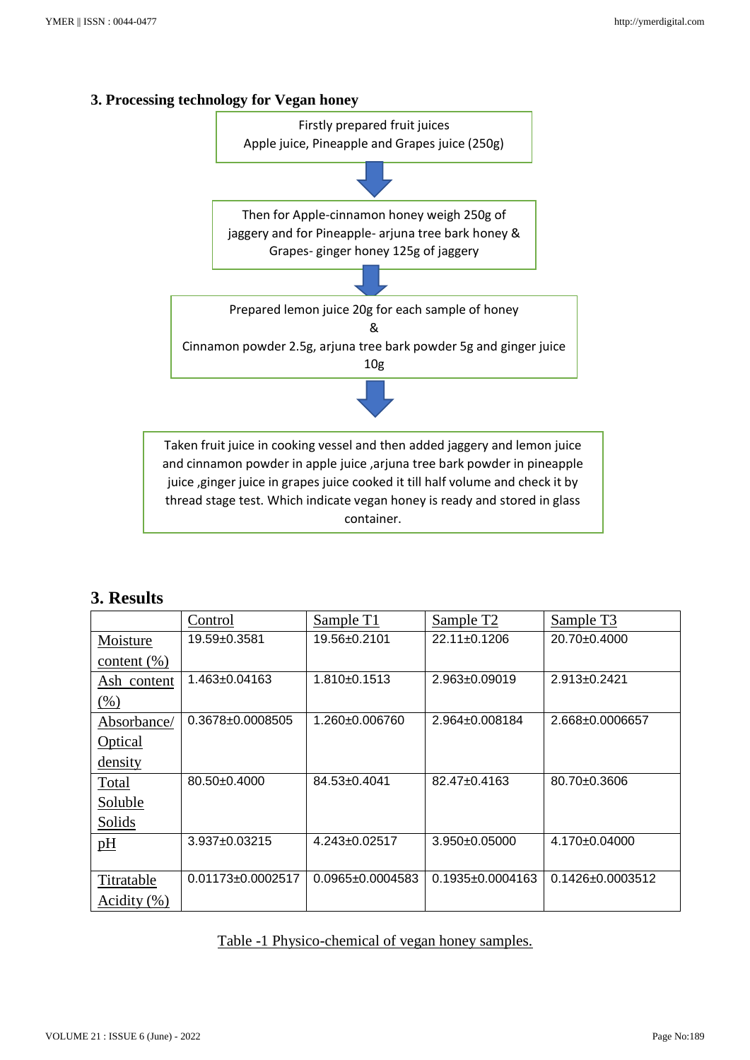### 3. Processing technology for Vegan honey

Firstly prepared fruit juices
Apple juice, Pineapple and Grapes juice (250g)

↓

Then for Apple-cinnamon honey weigh 250g of jaggery and for Pineapple- arjuna tree bark honey & Grapes- ginger honey 125g of jaggery

↓

Prepared lemon juice 20g for each sample of honey
&
Cinnamon powder 2.5g, arjuna tree bark powder 5g and ginger juice 10g

↓

Taken fruit juice in cooking vessel and then added jaggery and lemon juice and cinnamon powder in apple juice ,arjuna tree bark powder in pineapple juice ,ginger juice in grapes juice cooked it till half volume and check it by thread stage test. Which indicate vegan honey is ready and stored in glass container.

## 3. Results

| | Control | Sample T1 | Sample T2 | Sample T3 |
|---|---|---|---|---|
| Moisture content (%) | 19.59±0.3581 | 19.56±0.2101 | 22.11±0.1206 | 20.70±0.4000 |
| Ash content (%) | 1.463±0.04163 | 1.810±0.1513 | 2.963±0.09019 | 2.913±0.2421 |
| Absorbance/ Optical density | 0.3678±0.0008505 | 1.260±0.006760 | 2.964±0.008184 | 2.668±0.0006657 |
| Total Soluble Solids | 80.50±0.4000 | 84.53±0.4041 | 82.47±0.4163 | 80.70±0.3606 |
| pH | 3.937±0.03215 | 4.243±0.02517 | 3.950±0.05000 | 4.170±0.04000 |
| Titratable Acidity (%) | 0.01173±0.0002517 | 0.0965±0.0004583 | 0.1935±0.0004163 | 0.1426±0.0003512 |

Table -1 Physico-chemical of vegan honey samples.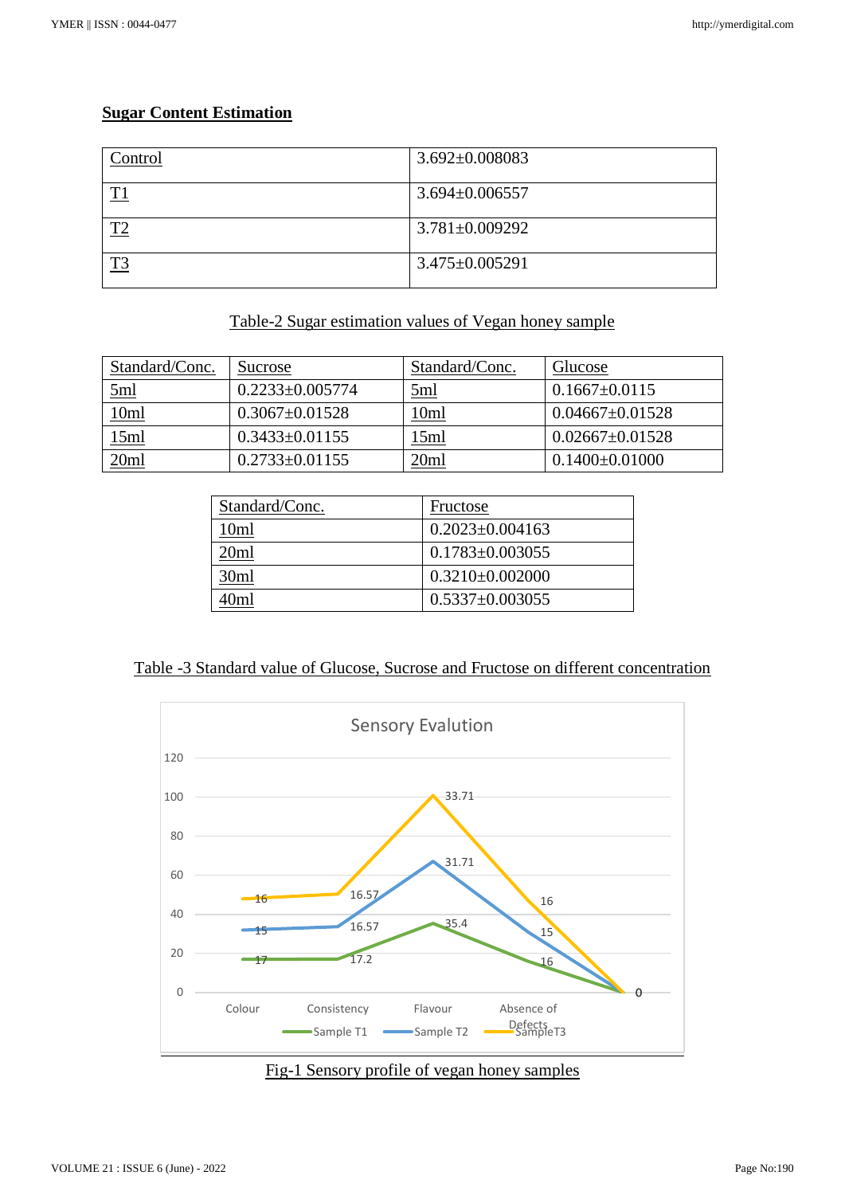## Sugar Content Estimation

| | |
|---|---|
| Control | 3.692±0.008083 |
| T1 | 3.694±0.006557 |
| T2 | 3.781±0.009292 |
| T3 | 3.475±0.005291 |

Table-2 Sugar estimation values of Vegan honey sample

| Standard/Conc. | Sucrose | Standard/Conc. | Glucose |
|---|---|---|---|
| 5ml | 0.2233±0.005774 | 5ml | 0.1667±0.0115 |
| 10ml | 0.3067±0.01528 | 10ml | 0.04667±0.01528 |
| 15ml | 0.3433±0.01155 | 15ml | 0.02667±0.01528 |
| 20ml | 0.2733±0.01155 | 20ml | 0.1400±0.01000 |

| Standard/Conc. | Fructose |
|---|---|
| 10ml | 0.2023±0.004163 |
| 20ml | 0.1783±0.003055 |
| 30ml | 0.3210±0.002000 |
| 40ml | 0.5337±0.003055 |

Table -3 Standard value of Glucose, Sucrose and Fructose on different concentration

Sensory Evalution

120
100
80
60
40
20
0

16
16.57
33.71
16
15
16.57
31.71
15
17
17.2
35.4
16
0

Colour
Consistency
Flavour
Absence of Defects

Sample T1
Sample T2
SampleT3

Fig-1 Sensory profile of vegan honey samples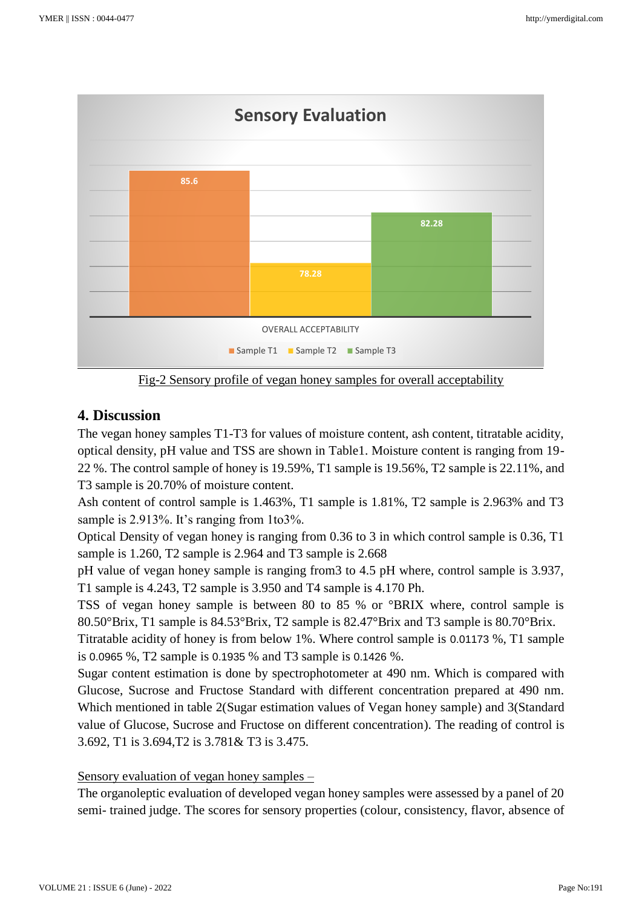Sensory Evaluation

85.6

78.28

82.28

OVERALL ACCEPTABILITY

Sample T1 Sample T2 Sample T3

Fig-2 Sensory profile of vegan honey samples for overall acceptability

## 4. Discussion

The vegan honey samples T1-T3 for values of moisture content, ash content, titratable acidity, optical density, pH value and TSS are shown in Table1. Moisture content is ranging from 19-22 %. The control sample of honey is 19.59%, T1 sample is 19.56%, T2 sample is 22.11%, and T3 sample is 20.70% of moisture content.

Ash content of control sample is 1.463%, T1 sample is 1.81%, T2 sample is 2.963% and T3 sample is 2.913%. It's ranging from 1to3%.

Optical Density of vegan honey is ranging from 0.36 to 3 in which control sample is 0.36, T1 sample is 1.260, T2 sample is 2.964 and T3 sample is 2.668

pH value of vegan honey sample is ranging from3 to 4.5 pH where, control sample is 3.937, T1 sample is 4.243, T2 sample is 3.950 and T4 sample is 4.170 Ph.

TSS of vegan honey sample is between 80 to 85 % or °BRIX where, control sample is 80.50°Brix, T1 sample is 84.53°Brix, T2 sample is 82.47°Brix and T3 sample is 80.70°Brix.

Titratable acidity of honey is from below 1%. Where control sample is 0.01173 %, T1 sample is 0.0965 %, T2 sample is 0.1935 % and T3 sample is 0.1426 %.

Sugar content estimation is done by spectrophotometer at 490 nm. Which is compared with Glucose, Sucrose and Fructose Standard with different concentration prepared at 490 nm. Which mentioned in table 2(Sugar estimation values of Vegan honey sample) and 3(Standard value of Glucose, Sucrose and Fructose on different concentration). The reading of control is 3.692, T1 is 3.694,T2 is 3.781& T3 is 3.475.

Sensory evaluation of vegan honey samples –

The organoleptic evaluation of developed vegan honey samples were assessed by a panel of 20 semi- trained judge. The scores for sensory properties (colour, consistency, flavor, absence of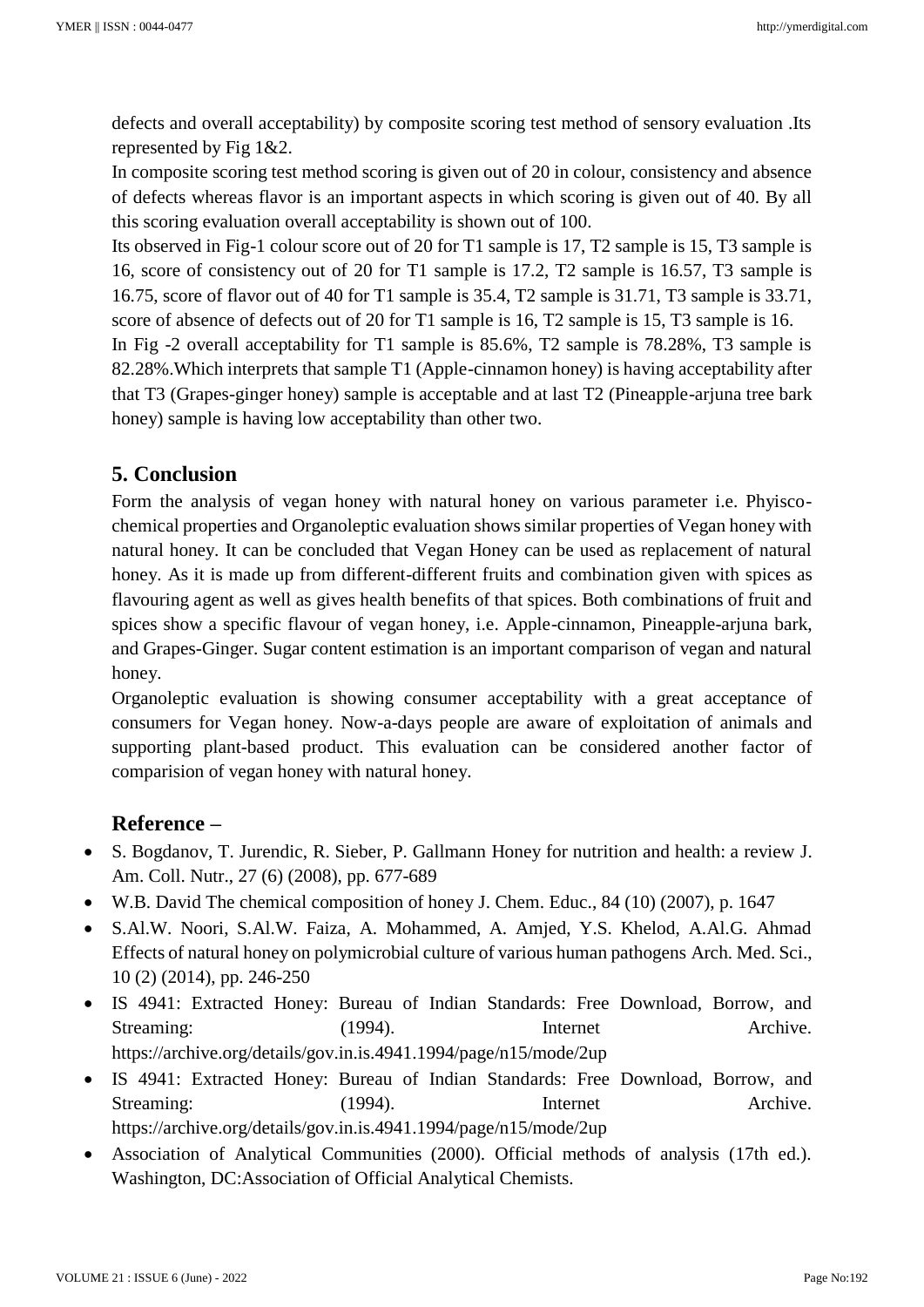defects and overall acceptability) by composite scoring test method of sensory evaluation .Its represented by Fig 1&2.

In composite scoring test method scoring is given out of 20 in colour, consistency and absence of defects whereas flavor is an important aspects in which scoring is given out of 40. By all this scoring evaluation overall acceptability is shown out of 100.

Its observed in Fig-1 colour score out of 20 for T1 sample is 17, T2 sample is 15, T3 sample is 16, score of consistency out of 20 for T1 sample is 17.2, T2 sample is 16.57, T3 sample is 16.75, score of flavor out of 40 for T1 sample is 35.4, T2 sample is 31.71, T3 sample is 33.71, score of absence of defects out of 20 for T1 sample is 16, T2 sample is 15, T3 sample is 16.

In Fig -2 overall acceptability for T1 sample is 85.6%, T2 sample is 78.28%, T3 sample is 82.28%.Which interprets that sample T1 (Apple-cinnamon honey) is having acceptability after that T3 (Grapes-ginger honey) sample is acceptable and at last T2 (Pineapple-arjuna tree bark honey) sample is having low acceptability than other two.

## 5. Conclusion

Form the analysis of vegan honey with natural honey on various parameter i.e. Phyisco-chemical properties and Organoleptic evaluation shows similar properties of Vegan honey with natural honey. It can be concluded that Vegan Honey can be used as replacement of natural honey. As it is made up from different-different fruits and combination given with spices as flavouring agent as well as gives health benefits of that spices. Both combinations of fruit and spices show a specific flavour of vegan honey, i.e. Apple-cinnamon, Pineapple-arjuna bark, and Grapes-Ginger. Sugar content estimation is an important comparison of vegan and natural honey.

Organoleptic evaluation is showing consumer acceptability with a great acceptance of consumers for Vegan honey. Now-a-days people are aware of exploitation of animals and supporting plant-based product. This evaluation can be considered another factor of comparision of vegan honey with natural honey.

## Reference –

- S. Bogdanov, T. Jurendic, R. Sieber, P. Gallmann Honey for nutrition and health: a review J. Am. Coll. Nutr., 27 (6) (2008), pp. 677-689
- W.B. David The chemical composition of honey J. Chem. Educ., 84 (10) (2007), p. 1647
- S.Al.W. Noori, S.Al.W. Faiza, A. Mohammed, A. Amjed, Y.S. Khelod, A.Al.G. Ahmad Effects of natural honey on polymicrobial culture of various human pathogens Arch. Med. Sci., 10 (2) (2014), pp. 246-250
- IS 4941: Extracted Honey: Bureau of Indian Standards: Free Download, Borrow, and Streaming: (1994). Internet Archive. https://archive.org/details/gov.in.is.4941.1994/page/n15/mode/2up
- IS 4941: Extracted Honey: Bureau of Indian Standards: Free Download, Borrow, and Streaming: (1994). Internet Archive. https://archive.org/details/gov.in.is.4941.1994/page/n15/mode/2up
- Association of Analytical Communities (2000). Official methods of analysis (17th ed.). Washington, DC:Association of Official Analytical Chemists.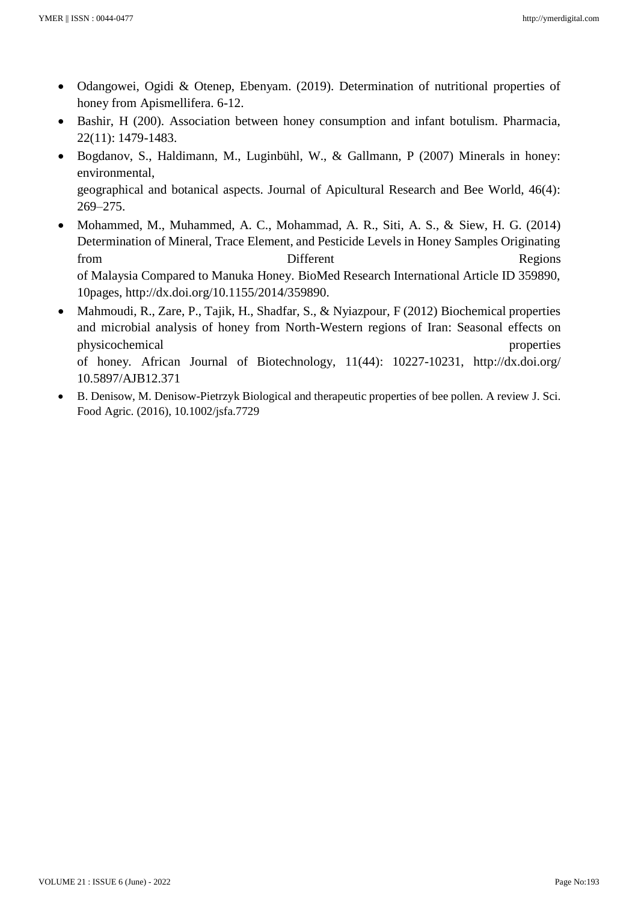- Odangowei, Ogidi & Otenep, Ebenyam. (2019). Determination of nutritional properties of honey from Apismellifera. 6-12.
- Bashir, H (200). Association between honey consumption and infant botulism. Pharmacia, 22(11): 1479-1483.
- Bogdanov, S., Haldimann, M., Luginbühl, W., & Gallmann, P (2007) Minerals in honey: environmental, geographical and botanical aspects. Journal of Apicultural Research and Bee World, 46(4): 269–275.
- Mohammed, M., Muhammed, A. C., Mohammad, A. R., Siti, A. S., & Siew, H. G. (2014) Determination of Mineral, Trace Element, and Pesticide Levels in Honey Samples Originating from Different Regions of Malaysia Compared to Manuka Honey. BioMed Research International Article ID 359890, 10pages, http://dx.doi.org/10.1155/2014/359890.
- Mahmoudi, R., Zare, P., Tajik, H., Shadfar, S., & Nyiazpour, F (2012) Biochemical properties and microbial analysis of honey from North-Western regions of Iran: Seasonal effects on physicochemical properties of honey. African Journal of Biotechnology, 11(44): 10227-10231, http://dx.doi.org/ 10.5897/AJB12.371
- B. Denisow, M. Denisow-Pietrzyk Biological and therapeutic properties of bee pollen. A review J. Sci. Food Agric. (2016), 10.1002/jsfa.7729